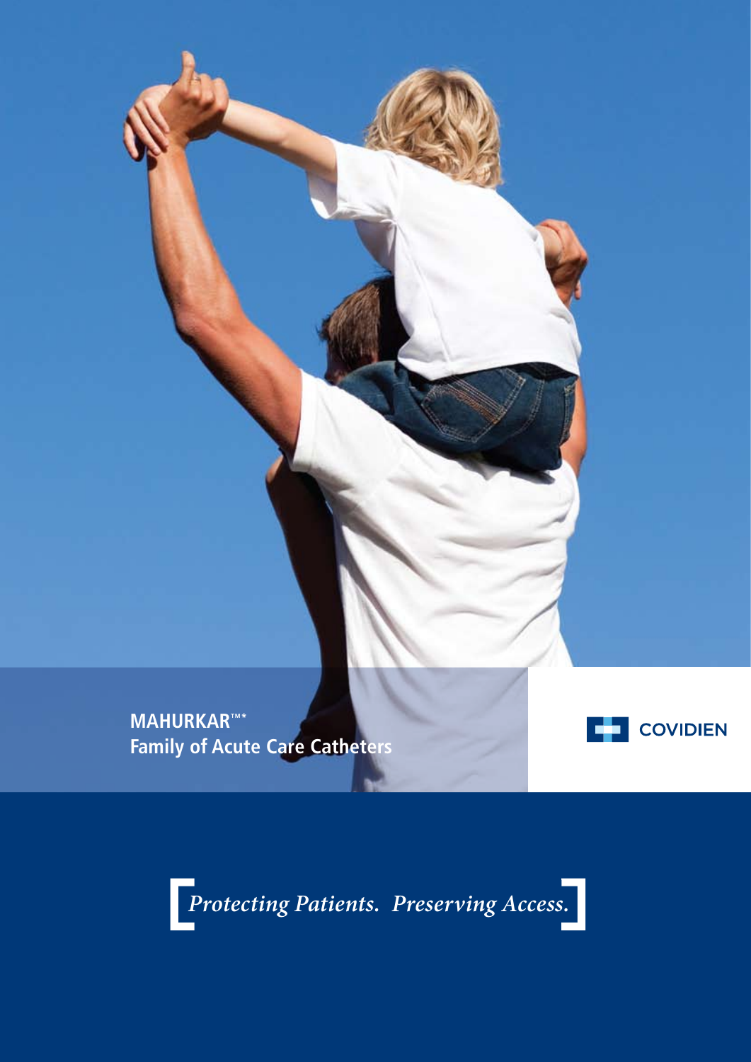# MAHURKAR™* Family of Acute Care Catheters

COVIDIEN

*Protecting Patients. Preserving Access.*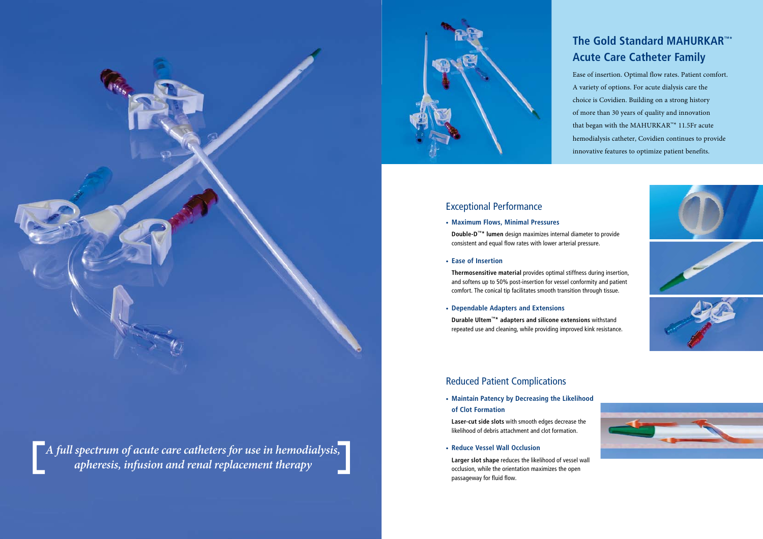*A full spectrum of acute care catheters for use in hemodialysis, apheresis, infusion and renal replacement therapy*

## The Gold Standard MAHURKAR™* Acute Care Catheter Family

Ease of insertion. Optimal flow rates. Patient comfort. A variety of options. For acute dialysis care the choice is Covidien. Building on a strong history of more than 30 years of quality and innovation that began with the MAHURKAR™* 11.5Fr acute hemodialysis catheter, Covidien continues to provide innovative features to optimize patient benefits.

### Exceptional Performance

- **Maximum Flows, Minimal Pressures**

  **Double-D™* lumen** design maximizes internal diameter to provide consistent and equal flow rates with lower arterial pressure.

- **Ease of Insertion**

  **Thermosensitive material** provides optimal stiffness during insertion, and softens up to 50% post-insertion for vessel conformity and patient comfort. The conical tip facilitates smooth transition through tissue.

- **Dependable Adapters and Extensions**

  **Durable Ultem™* adapters and silicone extensions** withstand repeated use and cleaning, while providing improved kink resistance.

### Reduced Patient Complications

- **Maintain Patency by Decreasing the Likelihood of Clot Formation**

  **Laser-cut side slots** with smooth edges decrease the likelihood of debris attachment and clot formation.

- **Reduce Vessel Wall Occlusion**

  **Larger slot shape** reduces the likelihood of vessel wall occlusion, while the orientation maximizes the open passageway for fluid flow.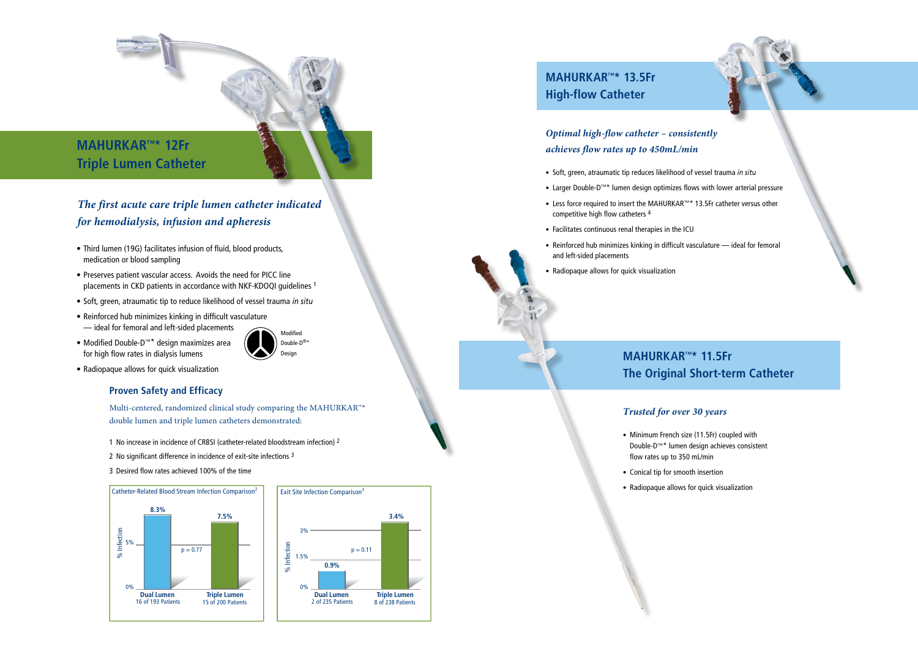## MAHURKAR™* 12Fr Triple Lumen Catheter

*The first acute care triple lumen catheter indicated for hemodialysis, infusion and apheresis*

- Third lumen (19G) facilitates infusion of fluid, blood products, medication or blood sampling
- Preserves patient vascular access. Avoids the need for PICC line placements in CKD patients in accordance with NKF-KDOQI guidelines [1]
- Soft, green, atraumatic tip to reduce likelihood of vessel trauma *in situ*
- Reinforced hub minimizes kinking in difficult vasculature — ideal for femoral and left-sided placements
- Modified Double-D™* design maximizes area for high flow rates in dialysis lumens
- Radiopaque allows for quick visualization

Modified Double-D®* Design

### Proven Safety and Efficacy

Multi-centered, randomized clinical study comparing the MAHURKAR™* double lumen and triple lumen catheters demonstrated:

1. No increase in incidence of CRBSI (catheter-related bloodstream infection) [2]
2. No significant difference in incidence of exit-site infections [3]
3. Desired flow rates achieved 100% of the time

**Catheter-Related Blood Stream Infection Comparison[2]**

| | Dual Lumen | Triple Lumen |
|---|---|---|
| % Infection | 8.3% | 7.5% |
| Patients | 16 of 193 Patients | 15 of 200 Patients |

p = 0.77

**Exit Site Infection Comparison[3]**

| | Dual Lumen | Triple Lumen |
|---|---|---|
| % Infection | 0.9% | 3.4% |
| Patients | 2 of 235 Patients | 8 of 238 Patients |

p = 0.11

## MAHURKAR™* 13.5Fr High-flow Catheter

*Optimal high-flow catheter – consistently achieves flow rates up to 450mL/min*

- Soft, green, atraumatic tip reduces likelihood of vessel trauma *in situ*
- Larger Double-D™* lumen design optimizes flows with lower arterial pressure
- Less force required to insert the MAHURKAR™* 13.5Fr catheter versus other competitive high flow catheters [4]
- Facilitates continuous renal therapies in the ICU
- Reinforced hub minimizes kinking in difficult vasculature — ideal for femoral and left-sided placements
- Radiopaque allows for quick visualization

## MAHURKAR™* 11.5Fr The Original Short-term Catheter

*Trusted for over 30 years*

- Minimum French size (11.5Fr) coupled with Double-D™* lumen design achieves consistent flow rates up to 350 mL/min
- Conical tip for smooth insertion
- Radiopaque allows for quick visualization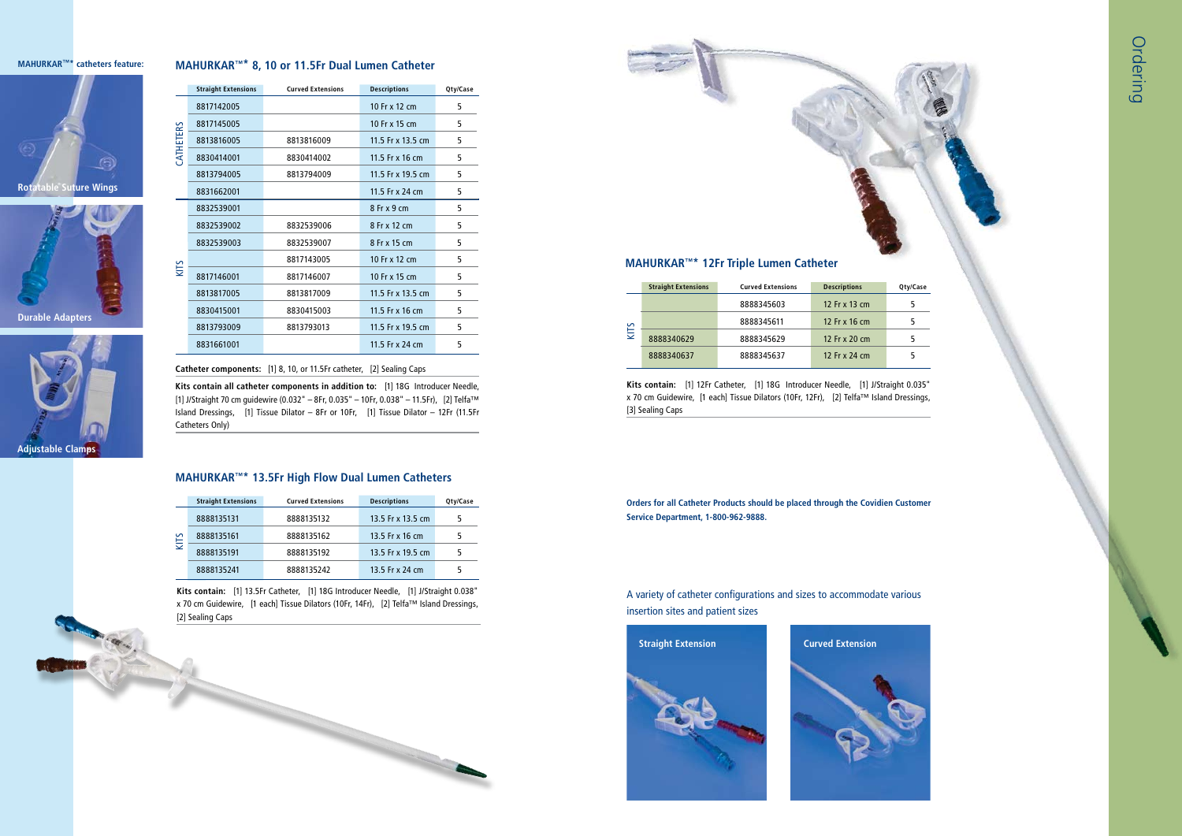**MAHURKAR™* catheters feature:**

Rotatable Suture Wings

Durable Adapters

Adjustable Clamps

## MAHURKAR™* 8, 10 or 11.5Fr Dual Lumen Catheter

| | Straight Extensions | Curved Extensions | Descriptions | Qty/Case |
|---|---|---|---|---|
| CATHETERS | 8817142005 | | 10 Fr x 12 cm | 5 |
| | 8817145005 | | 10 Fr x 15 cm | 5 |
| | 8813816005 | 8813816009 | 11.5 Fr x 13.5 cm | 5 |
| | 8830414001 | 8830414002 | 11.5 Fr x 16 cm | 5 |
| | 8813794005 | 8813794009 | 11.5 Fr x 19.5 cm | 5 |
| | 8831662001 | | 11.5 Fr x 24 cm | 5 |
| KITS | 8832539001 | | 8 Fr x 9 cm | 5 |
| | 8832539002 | 8832539006 | 8 Fr x 12 cm | 5 |
| | 8832539003 | 8832539007 | 8 Fr x 15 cm | 5 |
| | | 8817143005 | 10 Fr x 12 cm | 5 |
| | 8817146001 | 8817146007 | 10 Fr x 15 cm | 5 |
| | 8813817005 | 8813817009 | 11.5 Fr x 13.5 cm | 5 |
| | 8830415001 | 8830415003 | 11.5 Fr x 16 cm | 5 |
| | 8813793009 | 8813793013 | 11.5 Fr x 19.5 cm | 5 |
| | 8831661001 | | 11.5 Fr x 24 cm | 5 |

**Catheter components:** [1] 8, 10, or 11.5Fr catheter, [2] Sealing Caps

**Kits contain all catheter components in addition to:** [1] 18G Introducer Needle, [1] J/Straight 70 cm guidewire (0.032" – 8Fr, 0.035" – 10Fr, 0.038" – 11.5Fr), [2] Telfa™ Island Dressings, [1] Tissue Dilator – 8Fr or 10Fr, [1] Tissue Dilator – 12Fr (11.5Fr Catheters Only)

## MAHURKAR™* 13.5Fr High Flow Dual Lumen Catheters

| | Straight Extensions | Curved Extensions | Descriptions | Qty/Case |
|---|---|---|---|---|
| KITS | 8888135131 | 8888135132 | 13.5 Fr x 13.5 cm | 5 |
| | 8888135161 | 8888135162 | 13.5 Fr x 16 cm | 5 |
| | 8888135191 | 8888135192 | 13.5 Fr x 19.5 cm | 5 |
| | 8888135241 | 8888135242 | 13.5 Fr x 24 cm | 5 |

**Kits contain:** [1] 13.5Fr Catheter, [1] 18G Introducer Needle, [1] J/Straight 0.038" x 70 cm Guidewire, [1 each] Tissue Dilators (10Fr, 14Fr), [2] Telfa™ Island Dressings, [2] Sealing Caps

## MAHURKAR™* 12Fr Triple Lumen Catheter

| | Straight Extensions | Curved Extensions | Descriptions | Qty/Case |
|---|---|---|---|---|
| KITS | | 8888345603 | 12 Fr x 13 cm | 5 |
| | | 8888345611 | 12 Fr x 16 cm | 5 |
| | 8888340629 | 8888345629 | 12 Fr x 20 cm | 5 |
| | 8888340637 | 8888345637 | 12 Fr x 24 cm | 5 |

**Kits contain:** [1] 12Fr Catheter, [1] 18G Introducer Needle, [1] J/Straight 0.035" x 70 cm Guidewire, [1 each] Tissue Dilators (10Fr, 12Fr), [2] Telfa™ Island Dressings, [3] Sealing Caps

**Orders for all Catheter Products should be placed through the Covidien Customer Service Department, 1-800-962-9888.**

A variety of catheter configurations and sizes to accommodate various insertion sites and patient sizes

Straight Extension

Curved Extension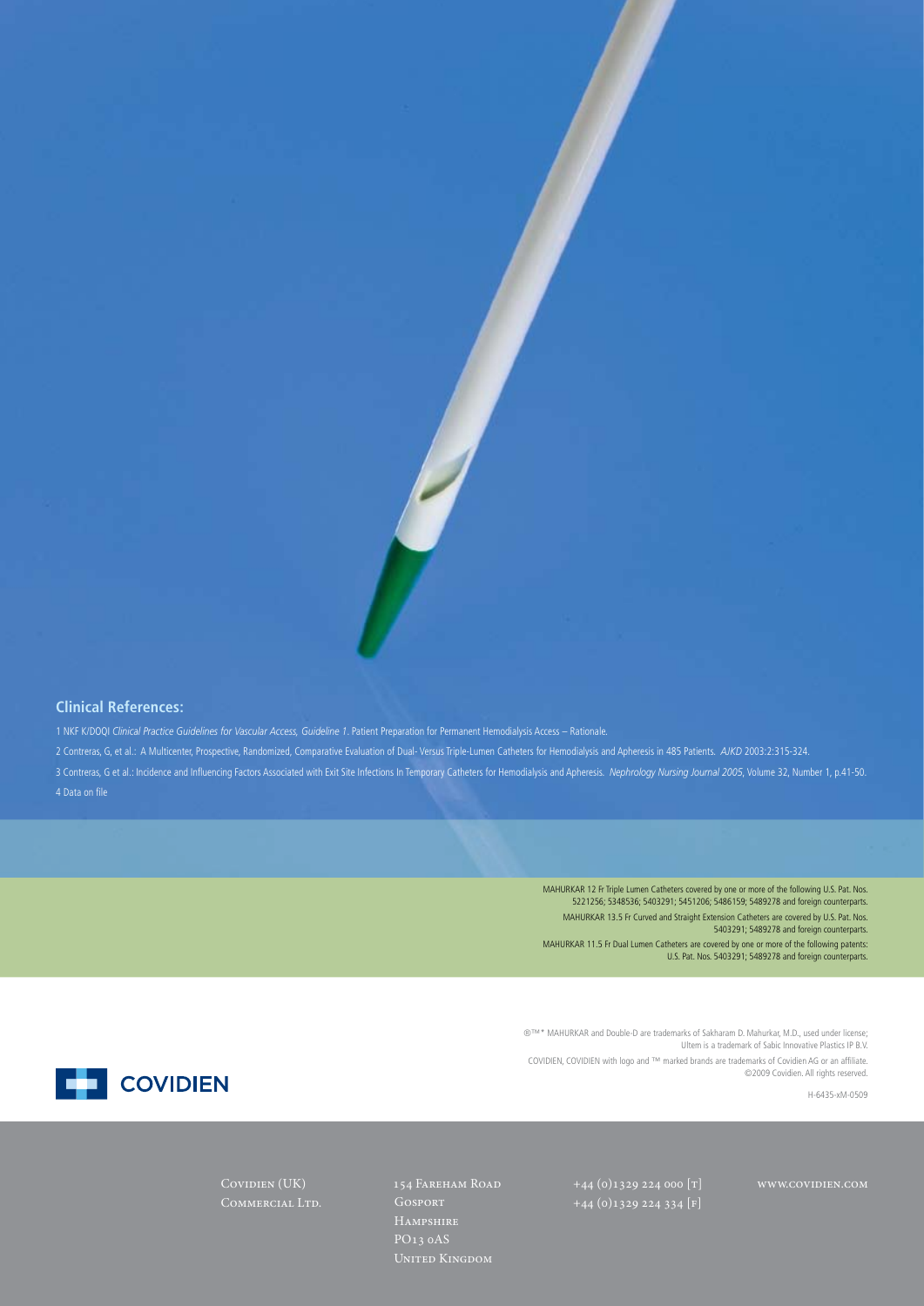## Clinical References:

1 NKF K/DOQI *Clinical Practice Guidelines for Vascular Access, Guideline 1*. Patient Preparation for Permanent Hemodialysis Access – Rationale.

2 Contreras, G, et al.: A Multicenter, Prospective, Randomized, Comparative Evaluation of Dual- Versus Triple-Lumen Catheters for Hemodialysis and Apheresis in 485 Patients. *AJKD* 2003:2:315-324.

3 Contreras, G et al.: Incidence and Influencing Factors Associated with Exit Site Infections In Temporary Catheters for Hemodialysis and Apheresis. *Nephrology Nursing Journal 2005*, Volume 32, Number 1, p.41-50.

4 Data on file

MAHURKAR 12 Fr Triple Lumen Catheters covered by one or more of the following U.S. Pat. Nos. 5221256; 5348536; 5403291; 5451206; 5486159; 5489278 and foreign counterparts.

MAHURKAR 13.5 Fr Curved and Straight Extension Catheters are covered by U.S. Pat. Nos. 5403291; 5489278 and foreign counterparts.

MAHURKAR 11.5 Fr Dual Lumen Catheters are covered by one or more of the following patents: U.S. Pat. Nos. 5403291; 5489278 and foreign counterparts.

®™* MAHURKAR and Double-D are trademarks of Sakharam D. Mahurkar, M.D., used under license; Ultem is a trademark of Sabic Innovative Plastics IP B.V.

COVIDIEN, COVIDIEN with logo and ™ marked brands are trademarks of Covidien AG or an affiliate. ©2009 Covidien. All rights reserved.

H-6435-xM-0509

COVIDIEN

Covidien (UK) Commercial Ltd.

154 Fareham Road
Gosport
Hampshire
PO13 0AS
United Kingdom

+44 (0)1329 224 000 [T]
+44 (0)1329 224 334 [F]

www.covidien.com